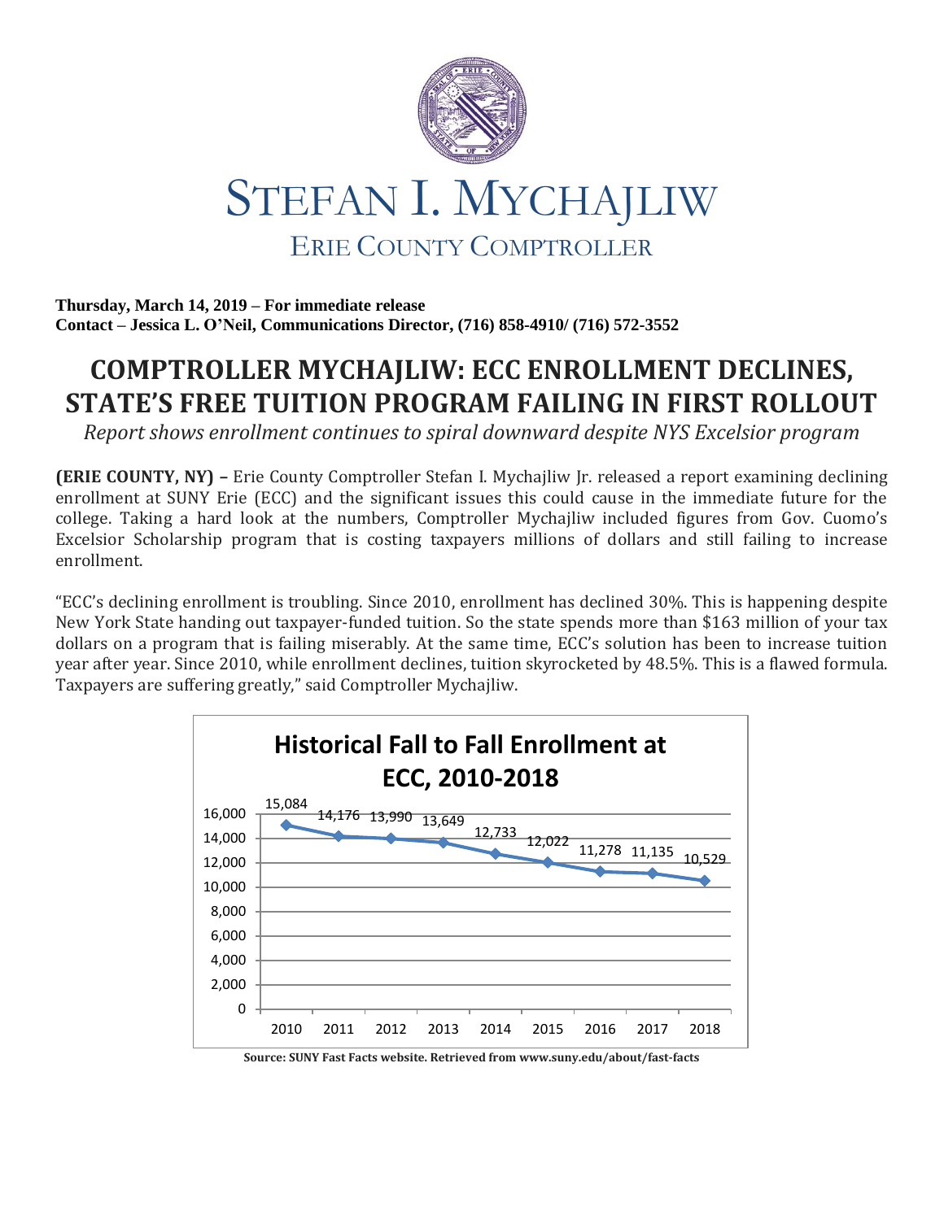# STEFAN I. MYCHAJLIW

## ERIE COUNTY COMPTROLLER

**Thursday, March 14, 2019 – For immediate release**
**Contact – Jessica L. O'Neil, Communications Director, (716) 858-4910/ (716) 572-3552**

# COMPTROLLER MYCHAJLIW: ECC ENROLLMENT DECLINES, STATE'S FREE TUITION PROGRAM FAILING IN FIRST ROLLOUT

*Report shows enrollment continues to spiral downward despite NYS Excelsior program*

**(ERIE COUNTY, NY) –** Erie County Comptroller Stefan I. Mychajliw Jr. released a report examining declining enrollment at SUNY Erie (ECC) and the significant issues this could cause in the immediate future for the college. Taking a hard look at the numbers, Comptroller Mychajliw included figures from Gov. Cuomo's Excelsior Scholarship program that is costing taxpayers millions of dollars and still failing to increase enrollment.

"ECC's declining enrollment is troubling. Since 2010, enrollment has declined 30%. This is happening despite New York State handing out taxpayer-funded tuition. So the state spends more than $163 million of your tax dollars on a program that is failing miserably. At the same time, ECC's solution has been to increase tuition year after year. Since 2010, while enrollment declines, tuition skyrocketed by 48.5%. This is a flawed formula. Taxpayers are suffering greatly," said Comptroller Mychajliw.

**Historical Fall to Fall Enrollment at ECC, 2010-2018**

| Year | Enrollment |
|---|---|
| 2010 | 15,084 |
| 2011 | 14,176 |
| 2012 | 13,990 |
| 2013 | 13,649 |
| 2014 | 12,733 |
| 2015 | 12,022 |
| 2016 | 11,278 |
| 2017 | 11,135 |
| 2018 | 10,529 |

**Source: SUNY Fast Facts website. Retrieved from www.suny.edu/about/fast-facts**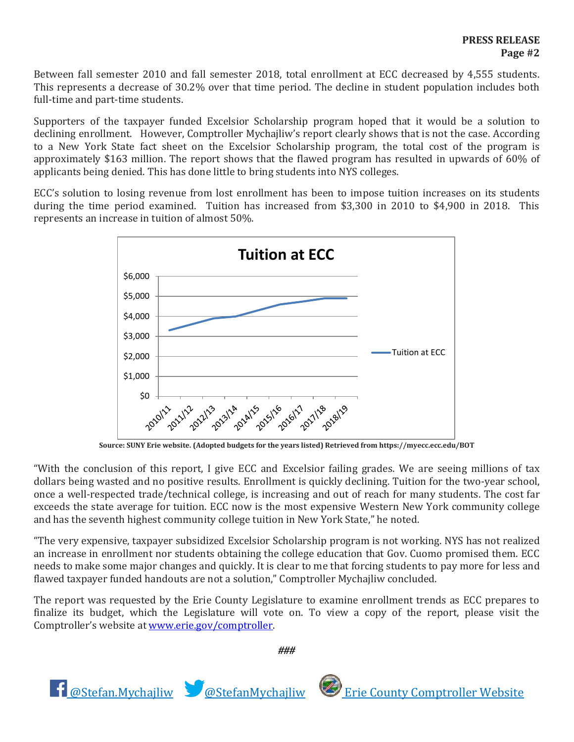Between fall semester 2010 and fall semester 2018, total enrollment at ECC decreased by 4,555 students. This represents a decrease of 30.2% over that time period. The decline in student population includes both full-time and part-time students.

Supporters of the taxpayer funded Excelsior Scholarship program hoped that it would be a solution to declining enrollment. However, Comptroller Mychajliw's report clearly shows that is not the case. According to a New York State fact sheet on the Excelsior Scholarship program, the total cost of the program is approximately $163 million. The report shows that the flawed program has resulted in upwards of 60% of applicants being denied. This has done little to bring students into NYS colleges.

ECC's solution to losing revenue from lost enrollment has been to impose tuition increases on its students during the time period examined. Tuition has increased from $3,300 in 2010 to $4,900 in 2018. This represents an increase in tuition of almost 50%.

Tuition at ECC

$6,000
$5,000
$4,000
$3,000
$2,000
$1,000
$0

2010/11
2011/12
2012/13
2013/14
2014/15
2015/16
2016/17
2017/18
2018/19

Tuition at ECC

**Source: SUNY Erie website. (Adopted budgets for the years listed) Retrieved from https://myecc.ecc.edu/BOT**

"With the conclusion of this report, I give ECC and Excelsior failing grades. We are seeing millions of tax dollars being wasted and no positive results. Enrollment is quickly declining. Tuition for the two-year school, once a well-respected trade/technical college, is increasing and out of reach for many students. The cost far exceeds the state average for tuition. ECC now is the most expensive Western New York community college and has the seventh highest community college tuition in New York State," he noted.

"The very expensive, taxpayer subsidized Excelsior Scholarship program is not working. NYS has not realized an increase in enrollment nor students obtaining the college education that Gov. Cuomo promised them. ECC needs to make some major changes and quickly. It is clear to me that forcing students to pay more for less and flawed taxpayer funded handouts are not a solution," Comptroller Mychajliw concluded.

The report was requested by the Erie County Legislature to examine enrollment trends as ECC prepares to finalize its budget, which the Legislature will vote on. To view a copy of the report, please visit the Comptroller's website at www.erie.gov/comptroller.

*###*

@Stefan.Mychajliw @StefanMychajliw Erie County Comptroller Website